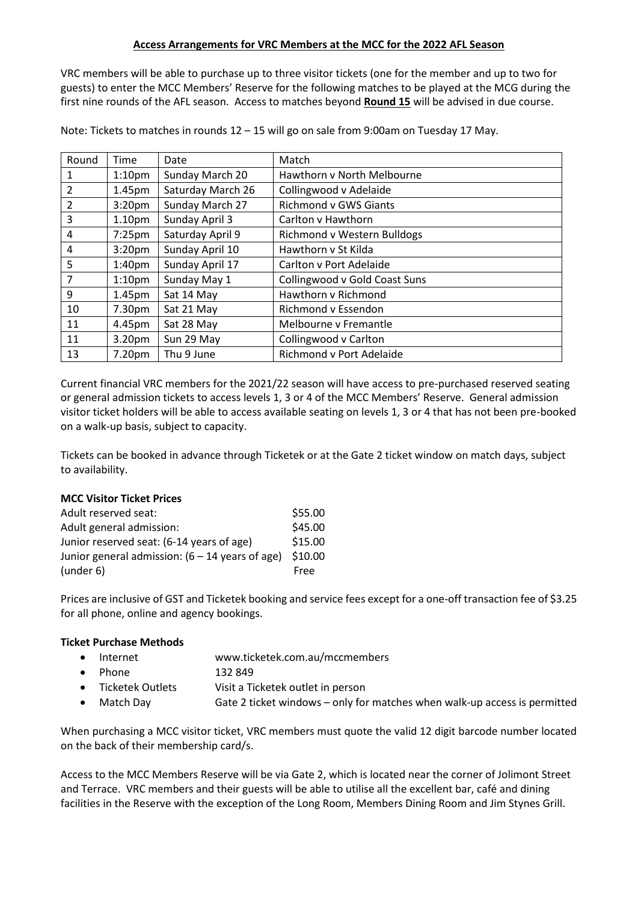**Access Arrangements for VRC Members at the MCC for the 2022 AFL Season**

VRC members will be able to purchase up to three visitor tickets (one for the member and up to two for guests) to enter the MCC Members' Reserve for the following matches to be played at the MCG during the first nine rounds of the AFL season. Access to matches beyond **Round 15** will be advised in due course.

Note: Tickets to matches in rounds 12 – 15 will go on sale from 9:00am on Tuesday 17 May.

| Round | Time | Date | Match |
|---|---|---|---|
| 1 | 1:10pm | Sunday March 20 | Hawthorn v North Melbourne |
| 2 | 1.45pm | Saturday March 26 | Collingwood v Adelaide |
| 2 | 3:20pm | Sunday March 27 | Richmond v GWS Giants |
| 3 | 1.10pm | Sunday April 3 | Carlton v Hawthorn |
| 4 | 7:25pm | Saturday April 9 | Richmond v Western Bulldogs |
| 4 | 3:20pm | Sunday April 10 | Hawthorn v St Kilda |
| 5 | 1:40pm | Sunday April 17 | Carlton v Port Adelaide |
| 7 | 1:10pm | Sunday May 1 | Collingwood v Gold Coast Suns |
| 9 | 1.45pm | Sat 14 May | Hawthorn v Richmond |
| 10 | 7.30pm | Sat 21 May | Richmond v Essendon |
| 11 | 4.45pm | Sat 28 May | Melbourne v Fremantle |
| 11 | 3.20pm | Sun 29 May | Collingwood v Carlton |
| 13 | 7.20pm | Thu 9 June | Richmond v Port Adelaide |

Current financial VRC members for the 2021/22 season will have access to pre-purchased reserved seating or general admission tickets to access levels 1, 3 or 4 of the MCC Members' Reserve. General admission visitor ticket holders will be able to access available seating on levels 1, 3 or 4 that has not been pre-booked on a walk-up basis, subject to capacity.

Tickets can be booked in advance through Ticketek or at the Gate 2 ticket window on match days, subject to availability.

**MCC Visitor Ticket Prices**

| | |
|---|---|
| Adult reserved seat: | \$55.00 |
| Adult general admission: | \$45.00 |
| Junior reserved seat: (6-14 years of age) | \$15.00 |
| Junior general admission: (6 – 14 years of age) | \$10.00 |
| (under 6) | Free |

Prices are inclusive of GST and Ticketek booking and service fees except for a one-off transaction fee of \$3.25 for all phone, online and agency bookings.

**Ticket Purchase Methods**

- Internet — www.ticketek.com.au/mccmembers
- Phone — 132 849
- Ticketek Outlets — Visit a Ticketek outlet in person
- Match Day — Gate 2 ticket windows – only for matches when walk-up access is permitted

When purchasing a MCC visitor ticket, VRC members must quote the valid 12 digit barcode number located on the back of their membership card/s.

Access to the MCC Members Reserve will be via Gate 2, which is located near the corner of Jolimont Street and Terrace. VRC members and their guests will be able to utilise all the excellent bar, café and dining facilities in the Reserve with the exception of the Long Room, Members Dining Room and Jim Stynes Grill.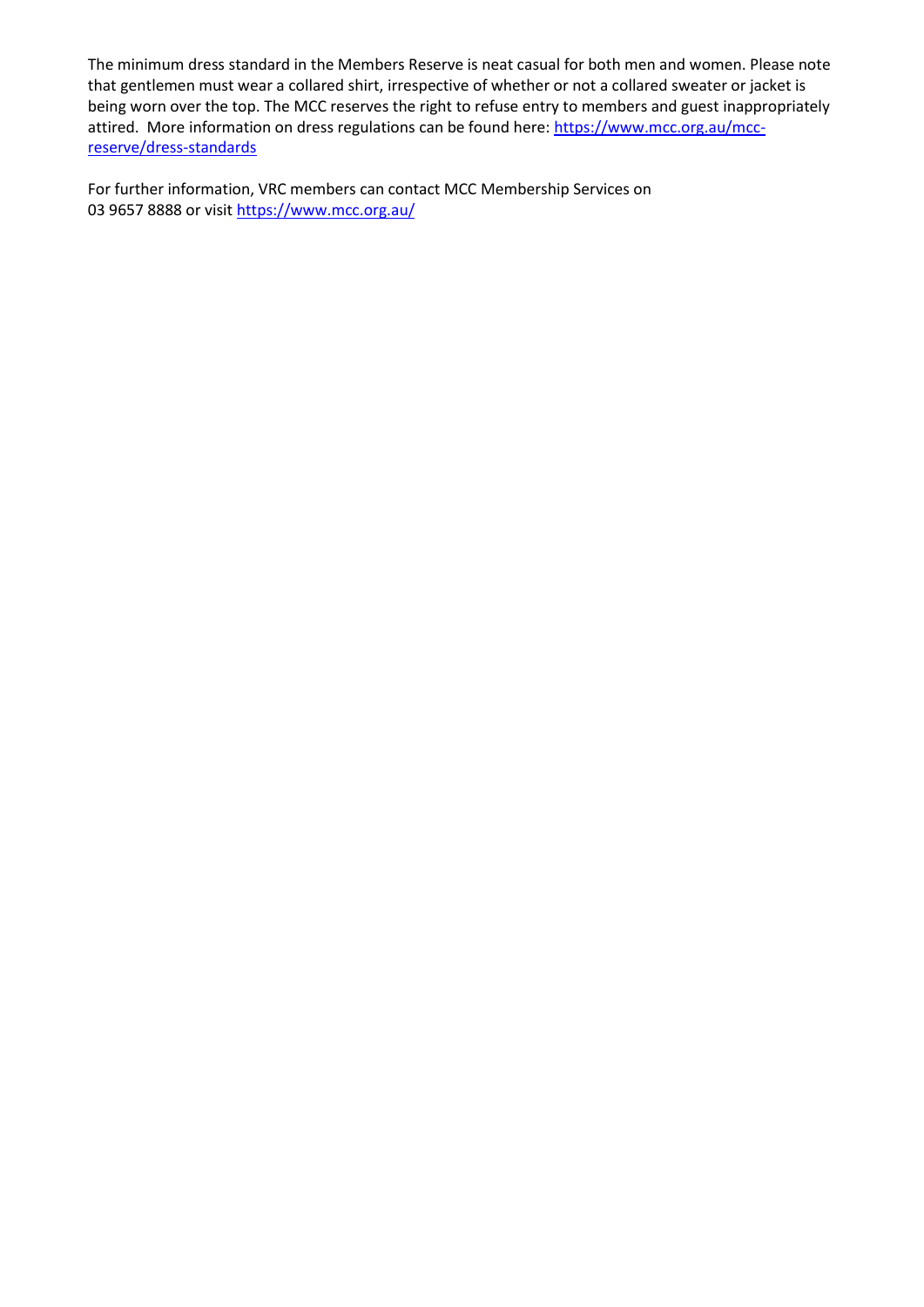The minimum dress standard in the Members Reserve is neat casual for both men and women. Please note that gentlemen must wear a collared shirt, irrespective of whether or not a collared sweater or jacket is being worn over the top. The MCC reserves the right to refuse entry to members and guest inappropriately attired. More information on dress regulations can be found here: [https://www.mcc.org.au/mcc-reserve/dress-standards](https://www.mcc.org.au/mcc-reserve/dress-standards)

For further information, VRC members can contact MCC Membership Services on 03 9657 8888 or visit [https://www.mcc.org.au/](https://www.mcc.org.au/)